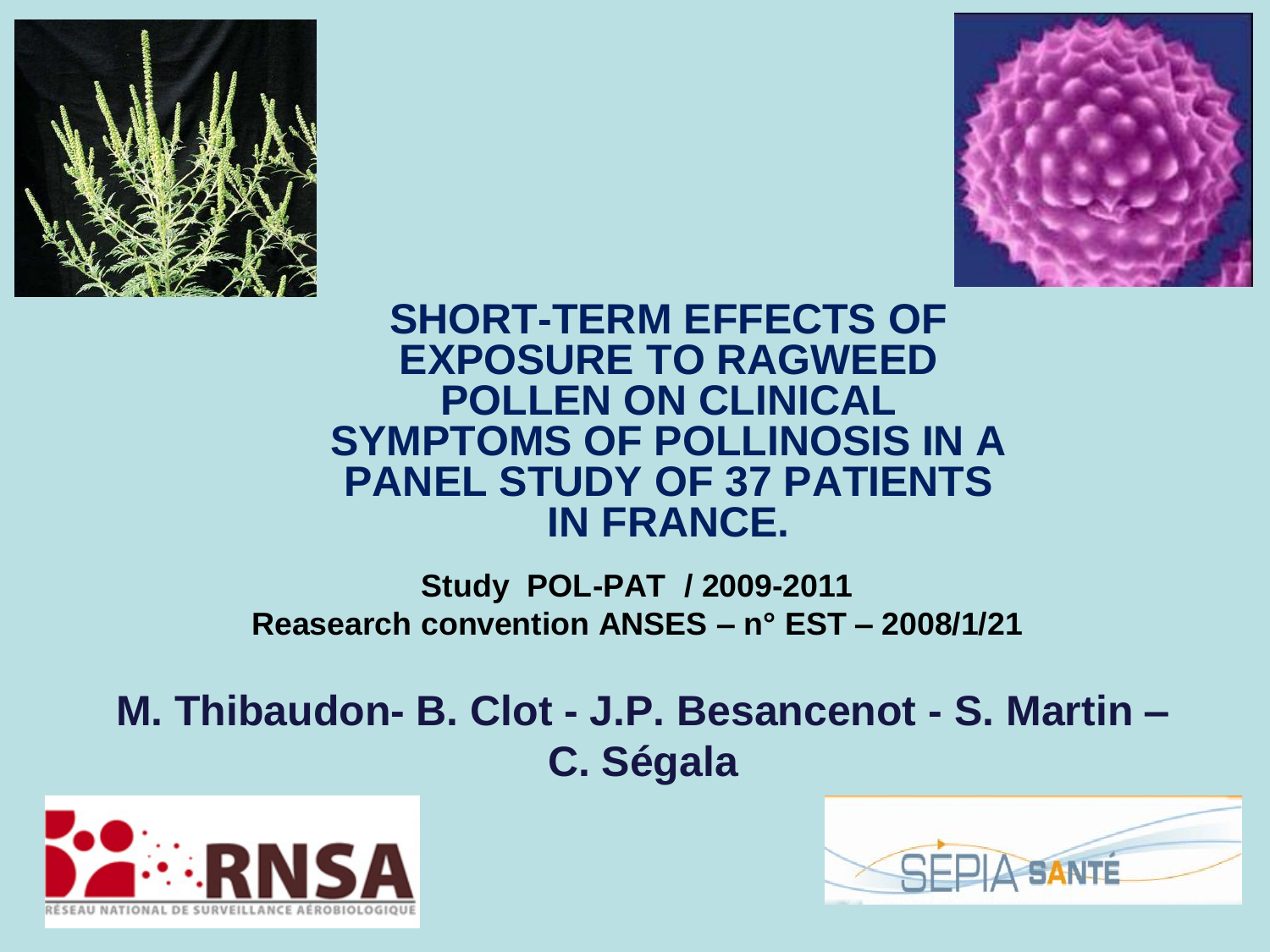# SHORT-TERM EFFECTS OF EXPOSURE TO RAGWEED POLLEN ON CLINICAL SYMPTOMS OF POLLINOSIS IN A PANEL STUDY OF 37 PATIENTS IN FRANCE.

**Study POL-PAT / 2009-2011**
**Reasearch convention ANSES – n° EST – 2008/1/21**

## M. Thibaudon- B. Clot - J.P. Besancenot - S. Martin – C. Ségala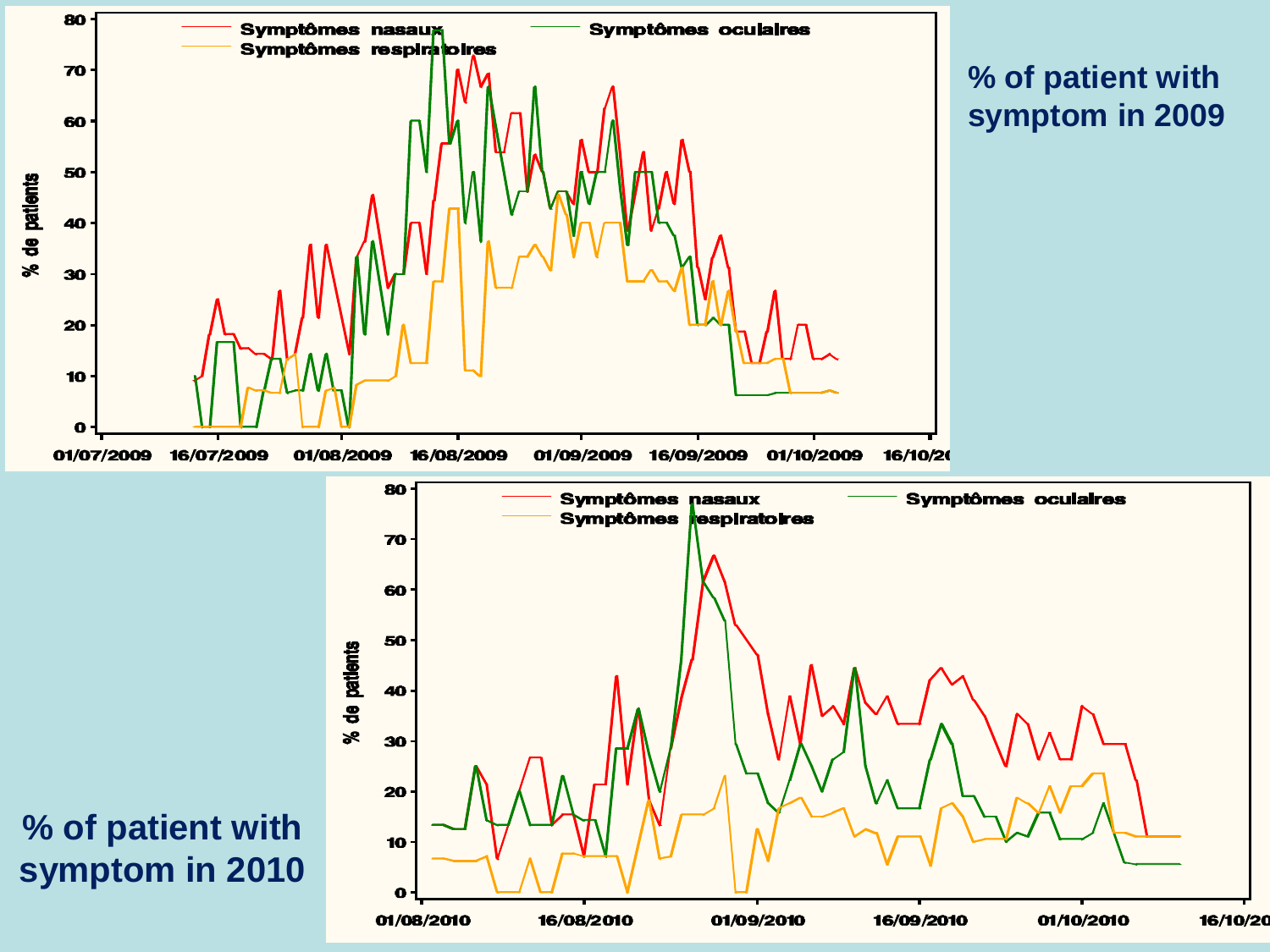**% of patient with symptom in 2009**

**% of patient with symptom in 2010**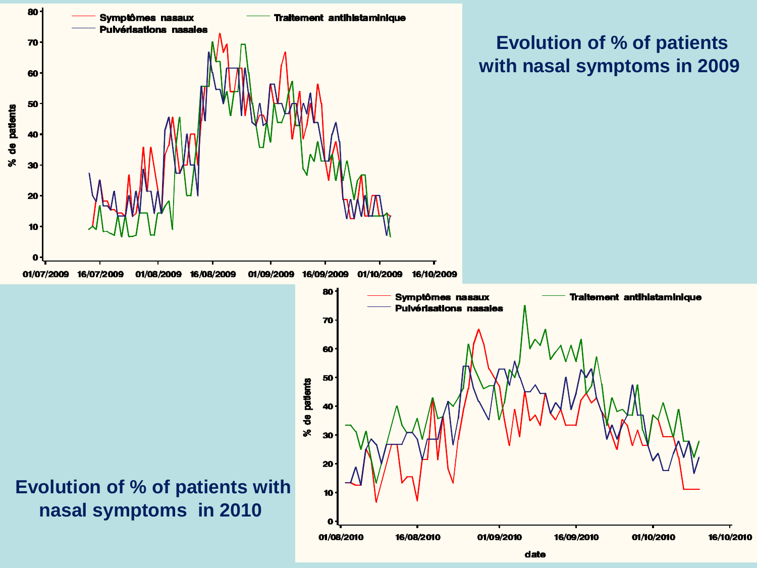## Evolution of % of patients with nasal symptoms in 2009

% de patients

Symptômes nasaux — Traitement antihistaminique — Pulvérisations nasales

01/07/2009 16/07/2009 01/08/2009 16/08/2009 01/09/2009 16/09/2009 01/10/2009 16/10/2009

## Evolution of % of patients with nasal symptoms in 2010

% de patients

Symptômes nasaux — Traitement antihistaminique — Pulvérisations nasales

01/08/2010 16/08/2010 01/09/2010 16/09/2010 01/10/2010 16/10/2010

date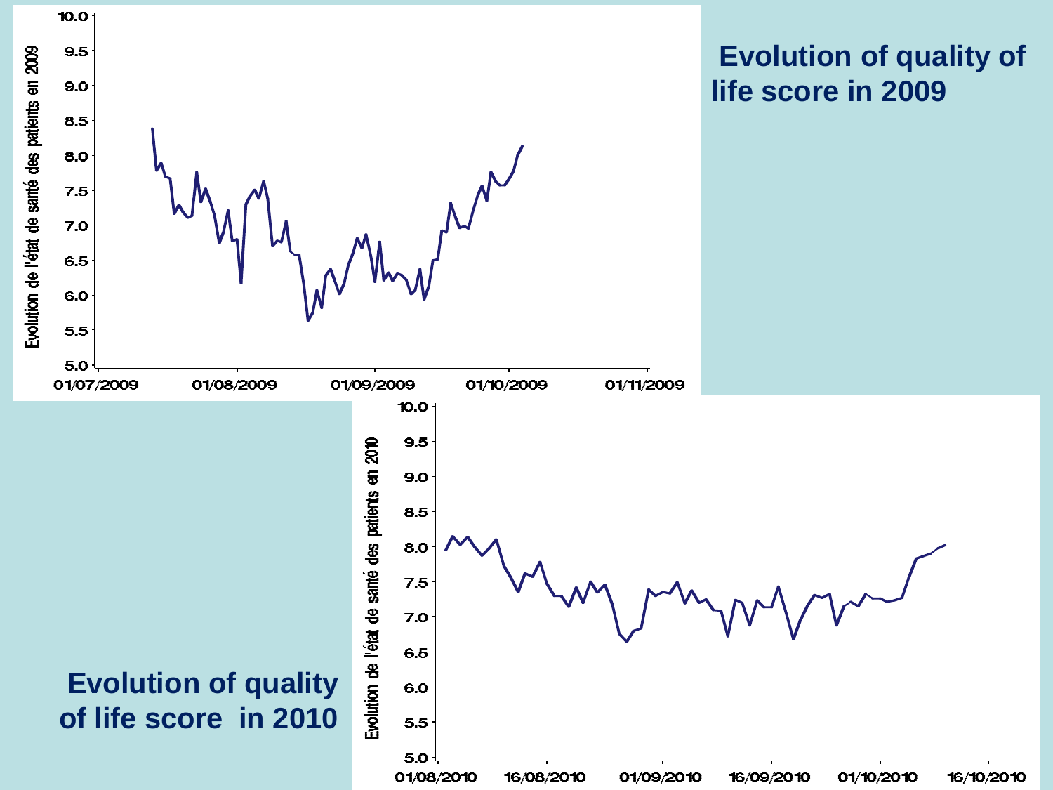**Evolution of quality of life score in 2009**

**Evolution of quality of life score in 2010**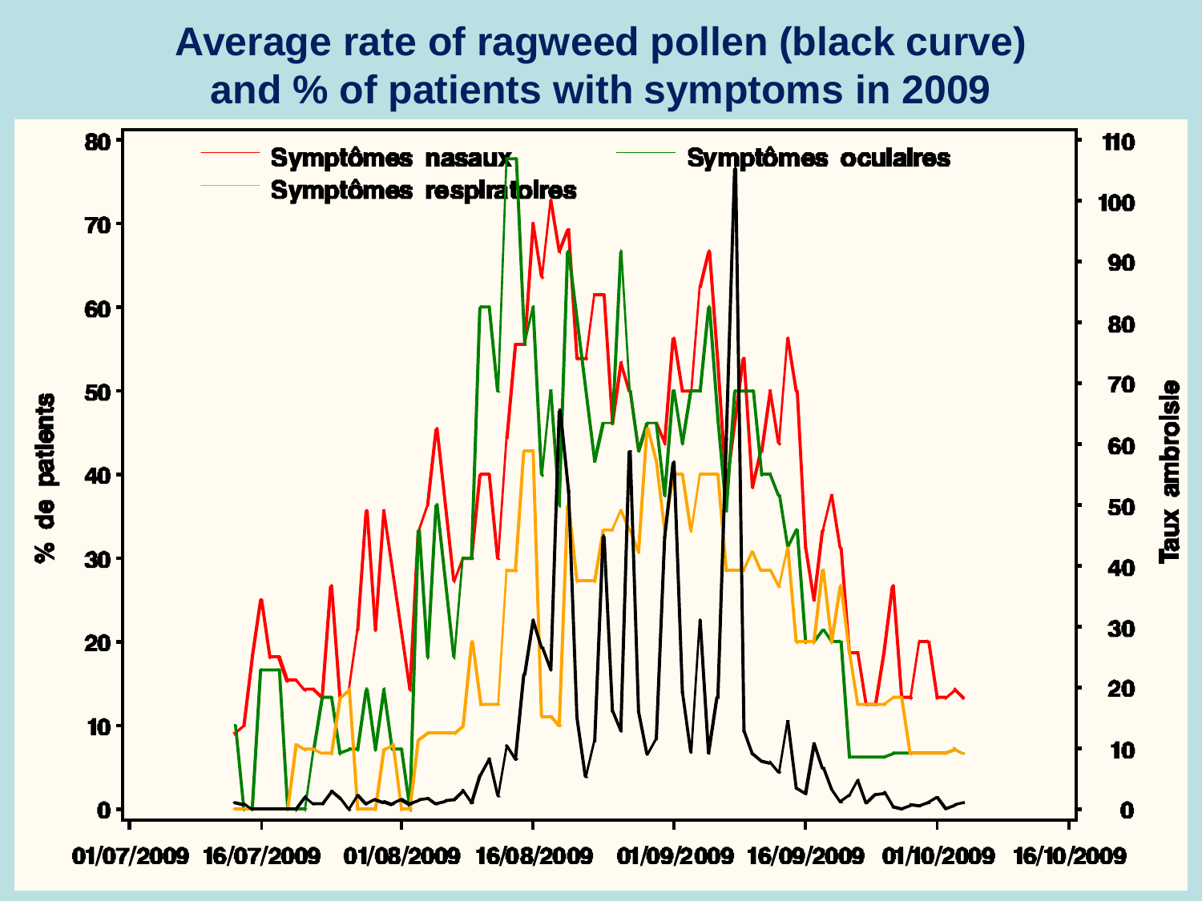# Average rate of ragweed pollen (black curve) and % of patients with symptoms in 2009

Symptômes nasaux
Symptômes oculaires
Symptômes respiratoires

% de patients

Taux ambroisie

01/07/2009 16/07/2009 01/08/2009 16/08/2009 01/09/2009 16/09/2009 01/10/2009 16/10/2009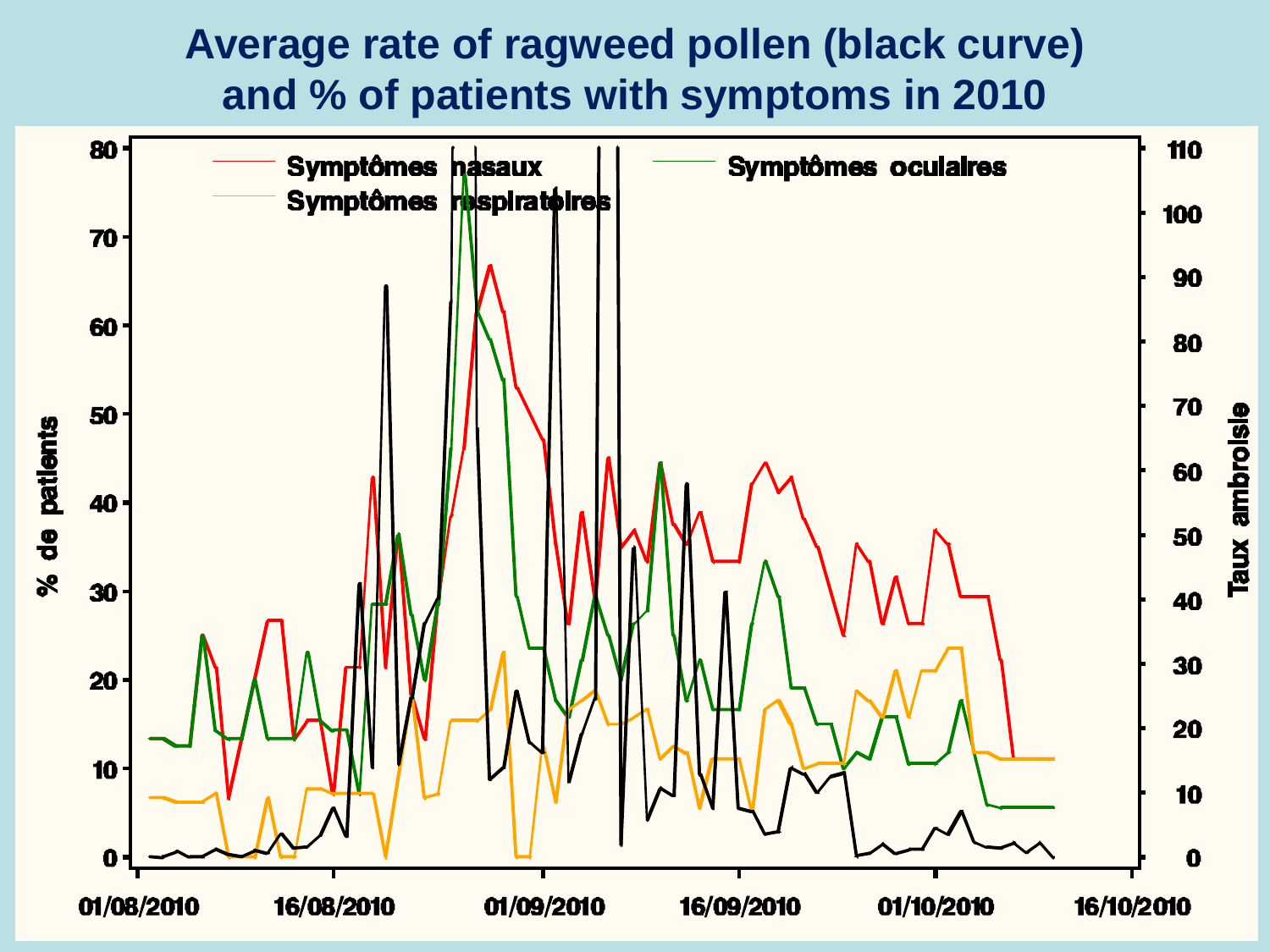# Average rate of ragweed pollen (black curve) and % of patients with symptoms in 2010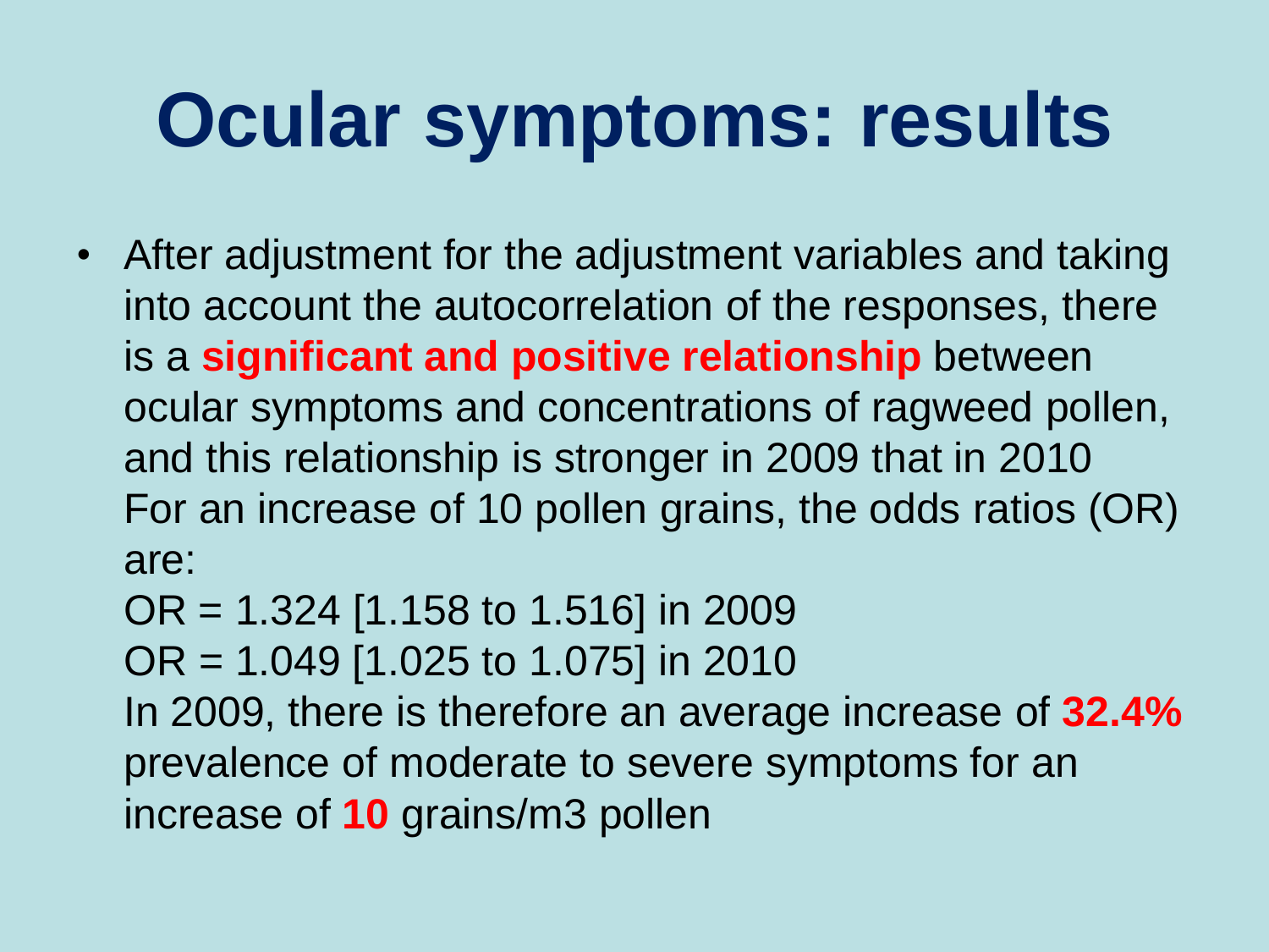# Ocular symptoms: results

- After adjustment for the adjustment variables and taking into account the autocorrelation of the responses, there is a **significant and positive relationship** between ocular symptoms and concentrations of ragweed pollen, and this relationship is stronger in 2009 that in 2010
  For an increase of 10 pollen grains, the odds ratios (OR) are:
  OR = 1.324 [1.158 to 1.516] in 2009
  OR = 1.049 [1.025 to 1.075] in 2010
  In 2009, there is therefore an average increase of **32.4%** prevalence of moderate to severe symptoms for an increase of **10** grains/m3 pollen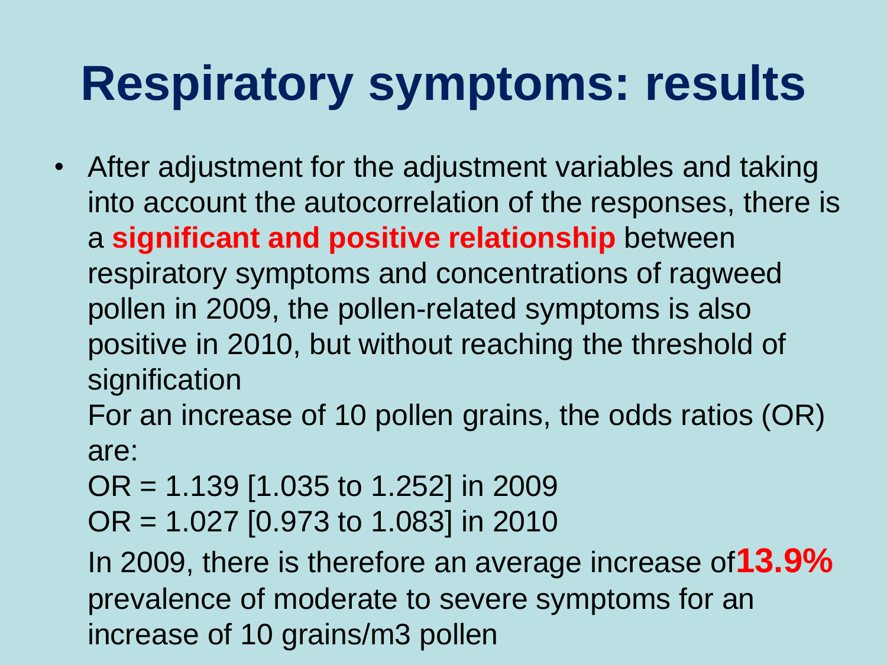# Respiratory symptoms: results

- After adjustment for the adjustment variables and taking into account the autocorrelation of the responses, there is a **significant and positive relationship** between respiratory symptoms and concentrations of ragweed pollen in 2009, the pollen-related symptoms is also positive in 2010, but without reaching the threshold of signification

  For an increase of 10 pollen grains, the odds ratios (OR) are:

  OR = 1.139 [1.035 to 1.252] in 2009

  OR = 1.027 [0.973 to 1.083] in 2010

  In 2009, there is therefore an average increase of **13.9%** prevalence of moderate to severe symptoms for an increase of 10 grains/m3 pollen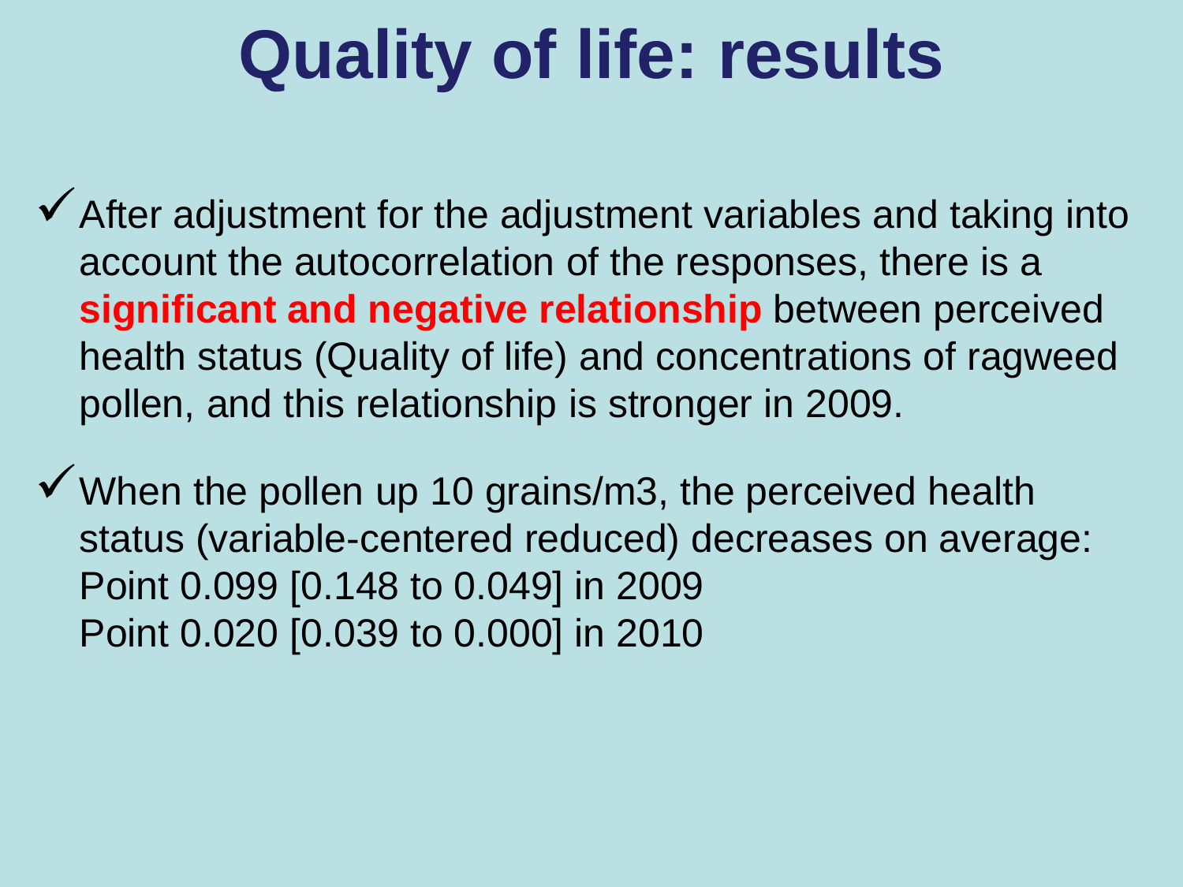# Quality of life: results

- ✓ After adjustment for the adjustment variables and taking into account the autocorrelation of the responses, there is a **significant and negative relationship** between perceived health status (Quality of life) and concentrations of ragweed pollen, and this relationship is stronger in 2009.
- ✓ When the pollen up 10 grains/m3, the perceived health status (variable-centered reduced) decreases on average:
  Point 0.099 [0.148 to 0.049] in 2009
  Point 0.020 [0.039 to 0.000] in 2010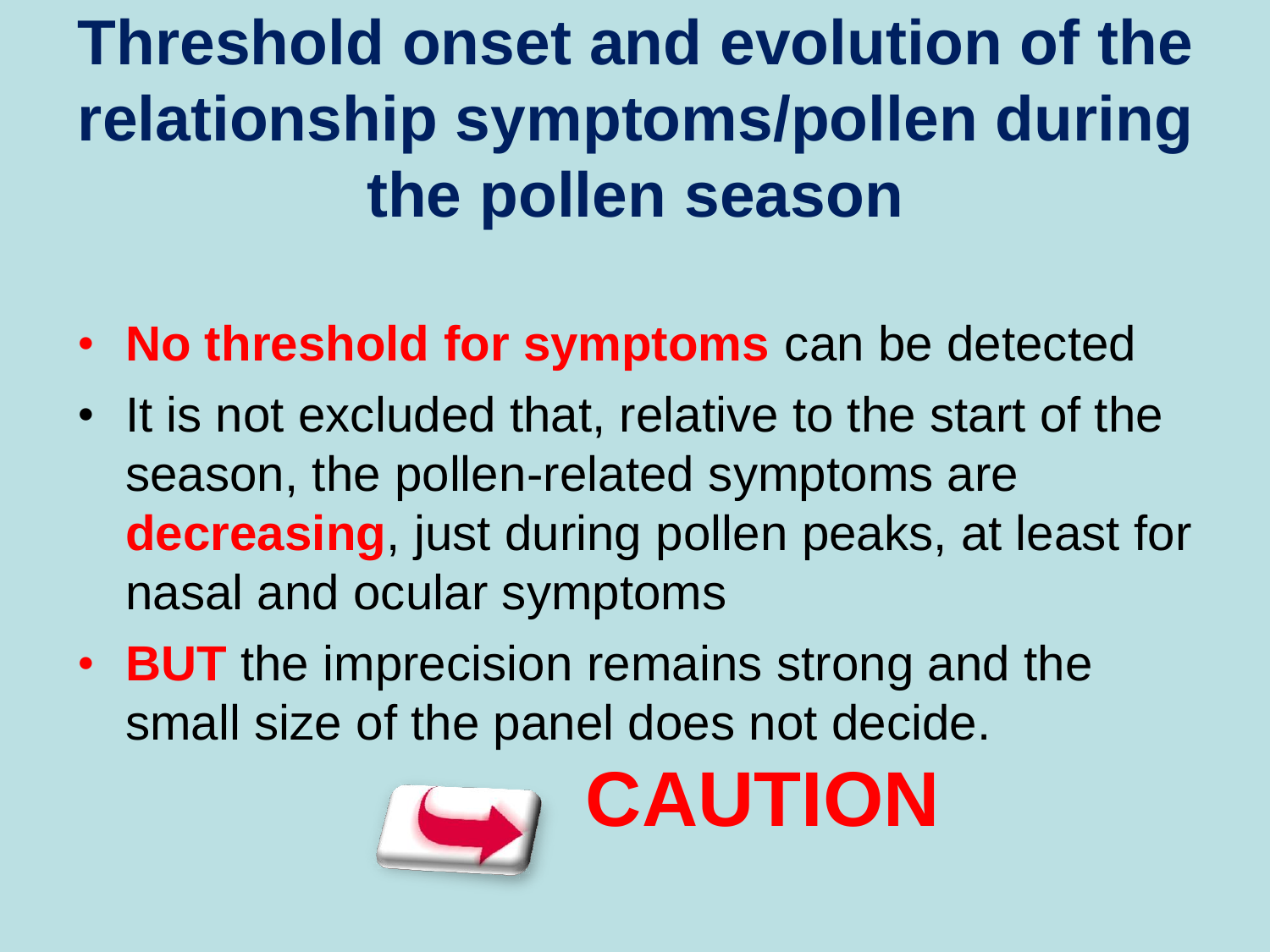# Threshold onset and evolution of the relationship symptoms/pollen during the pollen season

- **No threshold for symptoms** can be detected
- It is not excluded that, relative to the start of the season, the pollen-related symptoms are **decreasing**, just during pollen peaks, at least for nasal and ocular symptoms
- **BUT** the imprecision remains strong and the small size of the panel does not decide.

**CAUTION**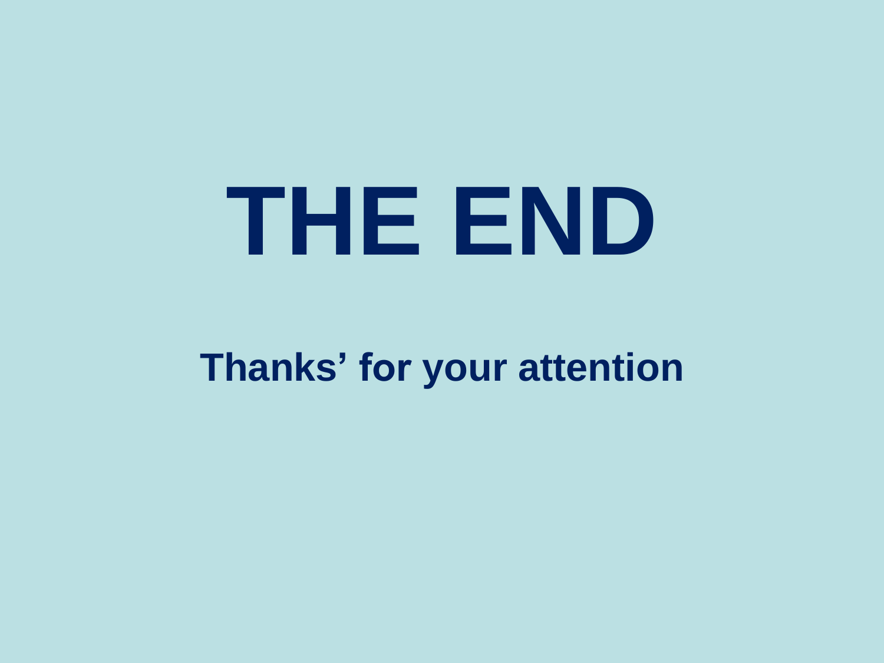# THE END

**Thanks' for your attention**